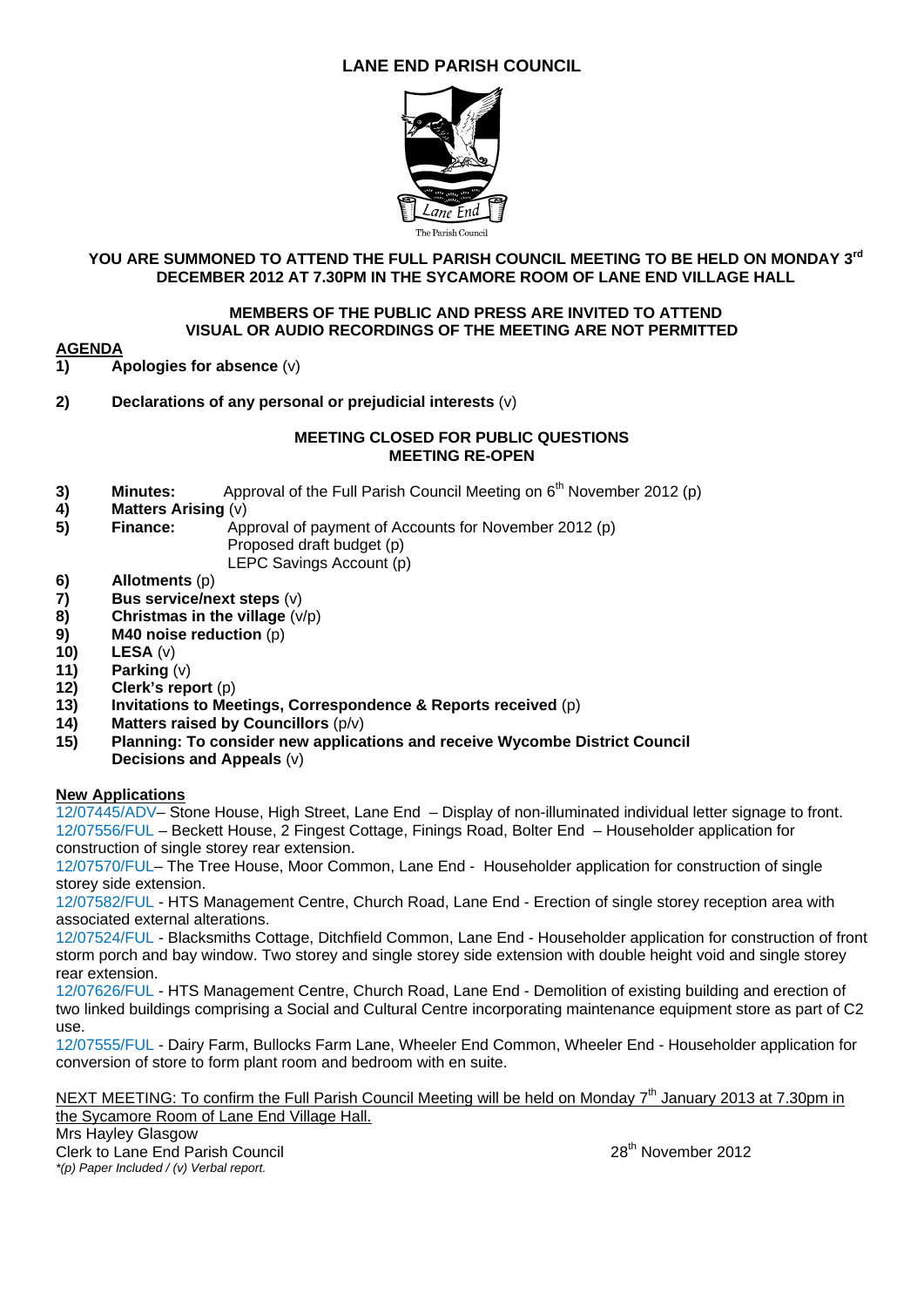# LANE END PARISH COUNCIL

The Parish Council

**YOU ARE SUMMONED TO ATTEND THE FULL PARISH COUNCIL MEETING TO BE HELD ON MONDAY 3rd DECEMBER 2012 AT 7.30PM IN THE SYCAMORE ROOM OF LANE END VILLAGE HALL**

**MEMBERS OF THE PUBLIC AND PRESS ARE INVITED TO ATTEND**
**VISUAL OR AUDIO RECORDINGS OF THE MEETING ARE NOT PERMITTED**

## AGENDA

1) **Apologies for absence** (v)

2) **Declarations of any personal or prejudicial interests** (v)

**MEETING CLOSED FOR PUBLIC QUESTIONS**
**MEETING RE-OPEN**

3) **Minutes:** Approval of the Full Parish Council Meeting on 6th November 2012 (p)
4) **Matters Arising** (v)
5) **Finance:** Approval of payment of Accounts for November 2012 (p)
   Proposed draft budget (p)
   LEPC Savings Account (p)
6) **Allotments** (p)
7) **Bus service/next steps** (v)
8) **Christmas in the village** (v/p)
9) **M40 noise reduction** (p)
10) **LESA** (v)
11) **Parking** (v)
12) **Clerk's report** (p)
13) **Invitations to Meetings, Correspondence & Reports received** (p)
14) **Matters raised by Councillors** (p/v)
15) **Planning: To consider new applications and receive Wycombe District Council Decisions and Appeals** (v)

**New Applications**

12/07445/ADV– Stone House, High Street, Lane End – Display of non-illuminated individual letter signage to front.
12/07556/FUL – Beckett House, 2 Fingest Cottage, Finings Road, Bolter End – Householder application for construction of single storey rear extension.
12/07570/FUL– The Tree House, Moor Common, Lane End - Householder application for construction of single storey side extension.
12/07582/FUL - HTS Management Centre, Church Road, Lane End - Erection of single storey reception area with associated external alterations.
12/07524/FUL - Blacksmiths Cottage, Ditchfield Common, Lane End - Householder application for construction of front storm porch and bay window. Two storey and single storey side extension with double height void and single storey rear extension.
12/07626/FUL - HTS Management Centre, Church Road, Lane End - Demolition of existing building and erection of two linked buildings comprising a Social and Cultural Centre incorporating maintenance equipment store as part of C2 use.
12/07555/FUL - Dairy Farm, Bullocks Farm Lane, Wheeler End Common, Wheeler End - Householder application for conversion of store to form plant room and bedroom with en suite.

NEXT MEETING: To confirm the Full Parish Council Meeting will be held on Monday 7th January 2013 at 7.30pm in the Sycamore Room of Lane End Village Hall.

Mrs Hayley Glasgow
Clerk to Lane End Parish Council — 28th November 2012

*\*(p) Paper Included / (v) Verbal report.*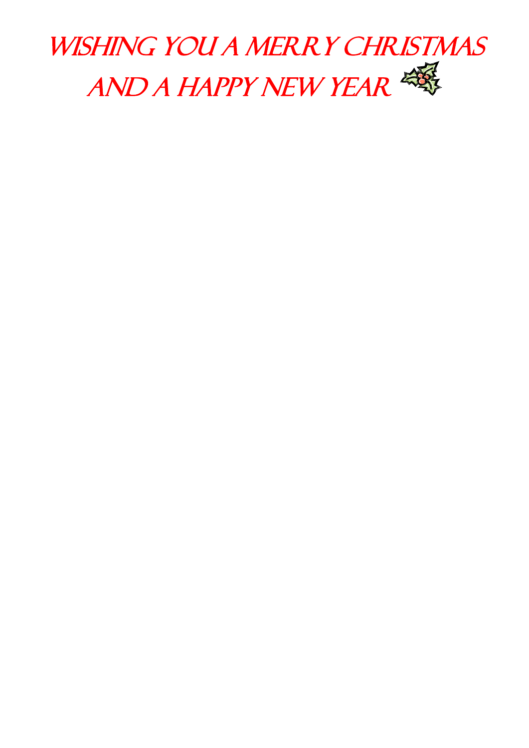# Wishing you a Merry Christmas and a Happy New Year